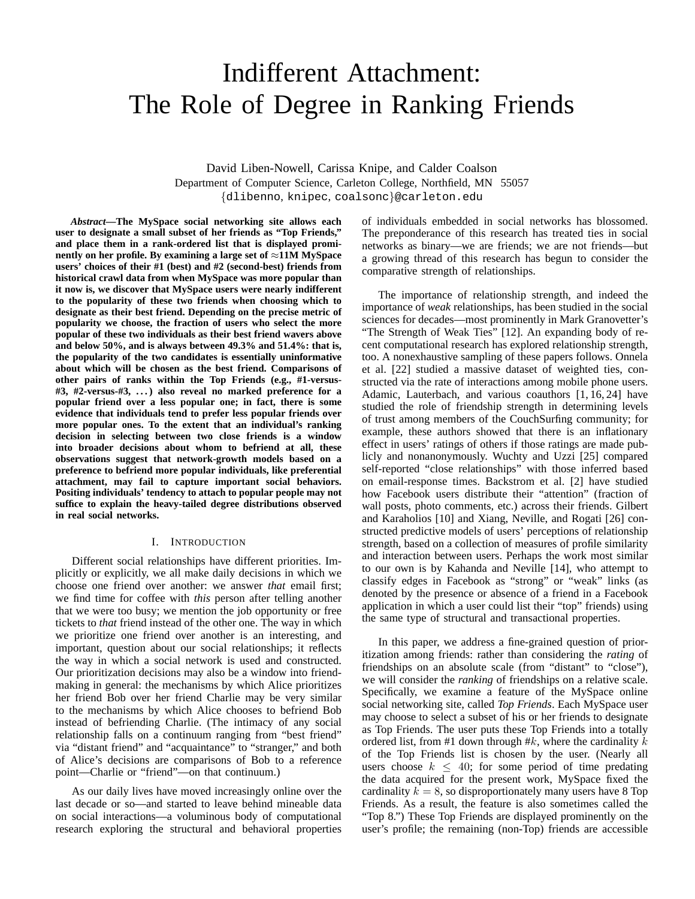# Indifferent Attachment: The Role of Degree in Ranking Friends

David Liben-Nowell, Carissa Knipe, and Calder Coalson
Department of Computer Science, Carleton College, Northfield, MN 55057
{dlibenno, knipec, coalsonc}@carleton.edu

***Abstract*—The MySpace social networking site allows each user to designate a small subset of her friends as "Top Friends," and place them in a rank-ordered list that is displayed prominently on her profile. By examining a large set of ≈11M MySpace users' choices of their #1 (best) and #2 (second-best) friends from historical crawl data from when MySpace was more popular than it now is, we discover that MySpace users were nearly indifferent to the popularity of these two friends when choosing which to designate as their best friend. Depending on the precise metric of popularity we choose, the fraction of users who select the more popular of these two individuals as their best friend wavers above and below 50%, and is always between 49.3% and 51.4%: that is, the popularity of the two candidates is essentially uninformative about which will be chosen as the best friend. Comparisons of other pairs of ranks within the Top Friends (e.g., #1-versus-#3, #2-versus-#3, . . . ) also reveal no marked preference for a popular friend over a less popular one; in fact, there is some evidence that individuals tend to prefer less popular friends over more popular ones. To the extent that an individual's ranking decision in selecting between two close friends is a window into broader decisions about whom to befriend at all, these observations suggest that network-growth models based on a preference to befriend more popular individuals, like preferential attachment, may fail to capture important social behaviors. Positing individuals' tendency to attach to popular people may not suffice to explain the heavy-tailed degree distributions observed in real social networks.**

## I. Introduction

Different social relationships have different priorities. Implicitly or explicitly, we all make daily decisions in which we choose one friend over another: we answer *that* email first; we find time for coffee with *this* person after telling another that we were too busy; we mention the job opportunity or free tickets to *that* friend instead of the other one. The way in which we prioritize one friend over another is an interesting, and important, question about our social relationships; it reflects the way in which a social network is used and constructed. Our prioritization decisions may also be a window into friend-making in general: the mechanisms by which Alice prioritizes her friend Bob over her friend Charlie may be very similar to the mechanisms by which Alice chooses to befriend Bob instead of befriending Charlie. (The intimacy of any social relationship falls on a continuum ranging from "best friend" via "distant friend" and "acquaintance" to "stranger," and both of Alice's decisions are comparisons of Bob to a reference point—Charlie or "friend"—on that continuum.)

As our daily lives have moved increasingly online over the last decade or so—and started to leave behind mineable data on social interactions—a voluminous body of computational research exploring the structural and behavioral properties of individuals embedded in social networks has blossomed. The preponderance of this research has treated ties in social networks as binary—we are friends; we are not friends—but a growing thread of this research has begun to consider the comparative strength of relationships.

The importance of relationship strength, and indeed the importance of *weak* relationships, has been studied in the social sciences for decades—most prominently in Mark Granovetter's "The Strength of Weak Ties" [12]. An expanding body of recent computational research has explored relationship strength, too. A nonexhaustive sampling of these papers follows. Onnela et al. [22] studied a massive dataset of weighted ties, constructed via the rate of interactions among mobile phone users. Adamic, Lauterbach, and various coauthors [1, 16, 24] have studied the role of friendship strength in determining levels of trust among members of the CouchSurfing community; for example, these authors showed that there is an inflationary effect in users' ratings of others if those ratings are made publicly and nonanonymously. Wuchty and Uzzi [25] compared self-reported "close relationships" with those inferred based on email-response times. Backstrom et al. [2] have studied how Facebook users distribute their "attention" (fraction of wall posts, photo comments, etc.) across their friends. Gilbert and Karaholios [10] and Xiang, Neville, and Rogati [26] constructed predictive models of users' perceptions of relationship strength, based on a collection of measures of profile similarity and interaction between users. Perhaps the work most similar to our own is by Kahanda and Neville [14], who attempt to classify edges in Facebook as "strong" or "weak" links (as denoted by the presence or absence of a friend in a Facebook application in which a user could list their "top" friends) using the same type of structural and transactional properties.

In this paper, we address a fine-grained question of prioritization among friends: rather than considering the *rating* of friendships on an absolute scale (from "distant" to "close"), we will consider the *ranking* of friendships on a relative scale. Specifically, we examine a feature of the MySpace online social networking site, called *Top Friends*. Each MySpace user may choose to select a subset of his or her friends to designate as Top Friends. The user puts these Top Friends into a totally ordered list, from #1 down through #$k$, where the cardinality $k$ of the Top Friends list is chosen by the user. (Nearly all users choose $k \leq 40$; for some period of time predating the data acquired for the present work, MySpace fixed the cardinality $k = 8$, so disproportionately many users have 8 Top Friends. As a result, the feature is also sometimes called the "Top 8.") These Top Friends are displayed prominently on the user's profile; the remaining (non-Top) friends are accessible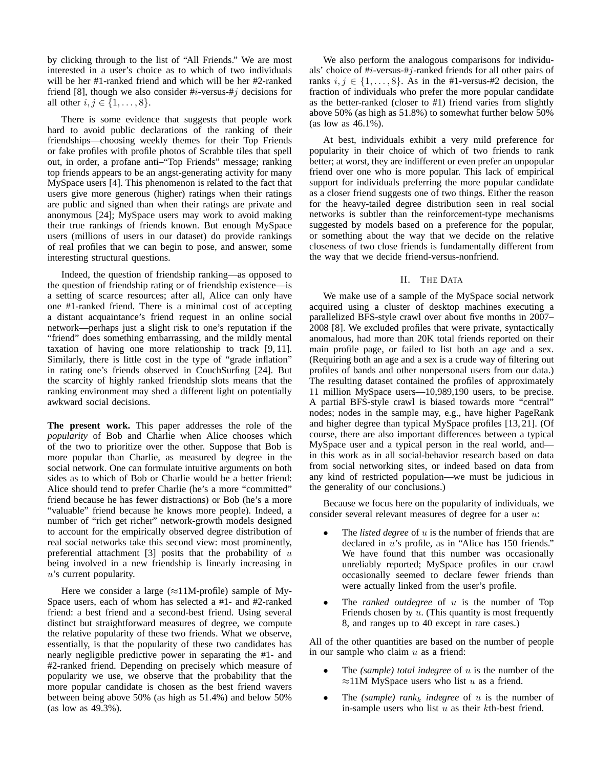by clicking through to the list of "All Friends." We are most interested in a user's choice as to which of two individuals will be her #1-ranked friend and which will be her #2-ranked friend [8], though we also consider #$i$-versus-#$j$ decisions for all other $i, j \in \{1, \ldots, 8\}$.

There is some evidence that suggests that people work hard to avoid public declarations of the ranking of their friendships—choosing weekly themes for their Top Friends or fake profiles with profile photos of Scrabble tiles that spell out, in order, a profane anti–"Top Friends" message; ranking top friends appears to be an angst-generating activity for many MySpace users [4]. This phenomenon is related to the fact that users give more generous (higher) ratings when their ratings are public and signed than when their ratings are private and anonymous [24]; MySpace users may work to avoid making their true rankings of friends known. But enough MySpace users (millions of users in our dataset) do provide rankings of real profiles that we can begin to pose, and answer, some interesting structural questions.

Indeed, the question of friendship ranking—as opposed to the question of friendship rating or of friendship existence—is a setting of scarce resources; after all, Alice can only have one #1-ranked friend. There is a minimal cost of accepting a distant acquaintance's friend request in an online social network—perhaps just a slight risk to one's reputation if the "friend" does something embarrassing, and the mildly mental taxation of having one more relationship to track [9, 11]. Similarly, there is little cost in the type of "grade inflation" in rating one's friends observed in CouchSurfing [24]. But the scarcity of highly ranked friendship slots means that the ranking environment may shed a different light on potentially awkward social decisions.

**The present work.** This paper addresses the role of the *popularity* of Bob and Charlie when Alice chooses which of the two to prioritize over the other. Suppose that Bob is more popular than Charlie, as measured by degree in the social network. One can formulate intuitive arguments on both sides as to which of Bob or Charlie would be a better friend: Alice should tend to prefer Charlie (he's a more "committed" friend because he has fewer distractions) or Bob (he's a more "valuable" friend because he knows more people). Indeed, a number of "rich get richer" network-growth models designed to account for the empirically observed degree distribution of real social networks take this second view: most prominently, preferential attachment [3] posits that the probability of $u$ being involved in a new friendship is linearly increasing in $u$'s current popularity.

Here we consider a large ($\approx$11M-profile) sample of MySpace users, each of whom has selected a #1- and #2-ranked friend: a best friend and a second-best friend. Using several distinct but straightforward measures of degree, we compute the relative popularity of these two friends. What we observe, essentially, is that the popularity of these two candidates has nearly negligible predictive power in separating the #1- and #2-ranked friend. Depending on precisely which measure of popularity we use, we observe that the probability that the more popular candidate is chosen as the best friend wavers between being above 50% (as high as 51.4%) and below 50% (as low as 49.3%).

We also perform the analogous comparisons for individuals' choice of #$i$-versus-#$j$-ranked friends for all other pairs of ranks $i, j \in \{1, \ldots, 8\}$. As in the #1-versus-#2 decision, the fraction of individuals who prefer the more popular candidate as the better-ranked (closer to #1) friend varies from slightly above 50% (as high as 51.8%) to somewhat further below 50% (as low as 46.1%).

At best, individuals exhibit a very mild preference for popularity in their choice of which of two friends to rank better; at worst, they are indifferent or even prefer an unpopular friend over one who is more popular. This lack of empirical support for individuals preferring the more popular candidate as a closer friend suggests one of two things. Either the reason for the heavy-tailed degree distribution seen in real social networks is subtler than the reinforcement-type mechanisms suggested by models based on a preference for the popular, or something about the way that we decide on the relative closeness of two close friends is fundamentally different from the way that we decide friend-versus-nonfriend.

## II. The Data

We make use of a sample of the MySpace social network acquired using a cluster of desktop machines executing a parallelized BFS-style crawl over about five months in 2007–2008 [8]. We excluded profiles that were private, syntactically anomalous, had more than 20K total friends reported on their main profile page, or failed to list both an age and a sex. (Requiring both an age and a sex is a crude way of filtering out profiles of bands and other nonpersonal users from our data.) The resulting dataset contained the profiles of approximately 11 million MySpace users—10,989,190 users, to be precise. A partial BFS-style crawl is biased towards more "central" nodes; nodes in the sample may, e.g., have higher PageRank and higher degree than typical MySpace profiles [13, 21]. (Of course, there are also important differences between a typical MySpace user and a typical person in the real world, and—in this work as in all social-behavior research based on data from social networking sites, or indeed based on data from any kind of restricted population—we must be judicious in the generality of our conclusions.)

Because we focus here on the popularity of individuals, we consider several relevant measures of degree for a user $u$:

- The *listed degree* of $u$ is the number of friends that are declared in $u$'s profile, as in "Alice has 150 friends." We have found that this number was occasionally unreliably reported; MySpace profiles in our crawl occasionally seemed to declare fewer friends than were actually linked from the user's profile.
- The *ranked outdegree* of $u$ is the number of Top Friends chosen by $u$. (This quantity is most frequently 8, and ranges up to 40 except in rare cases.)

All of the other quantities are based on the number of people in our sample who claim $u$ as a friend:

- The *(sample) total indegree* of $u$ is the number of the $\approx$11M MySpace users who list $u$ as a friend.
- The *(sample) rank$_k$ indegree* of $u$ is the number of in-sample users who list $u$ as their $k$th-best friend.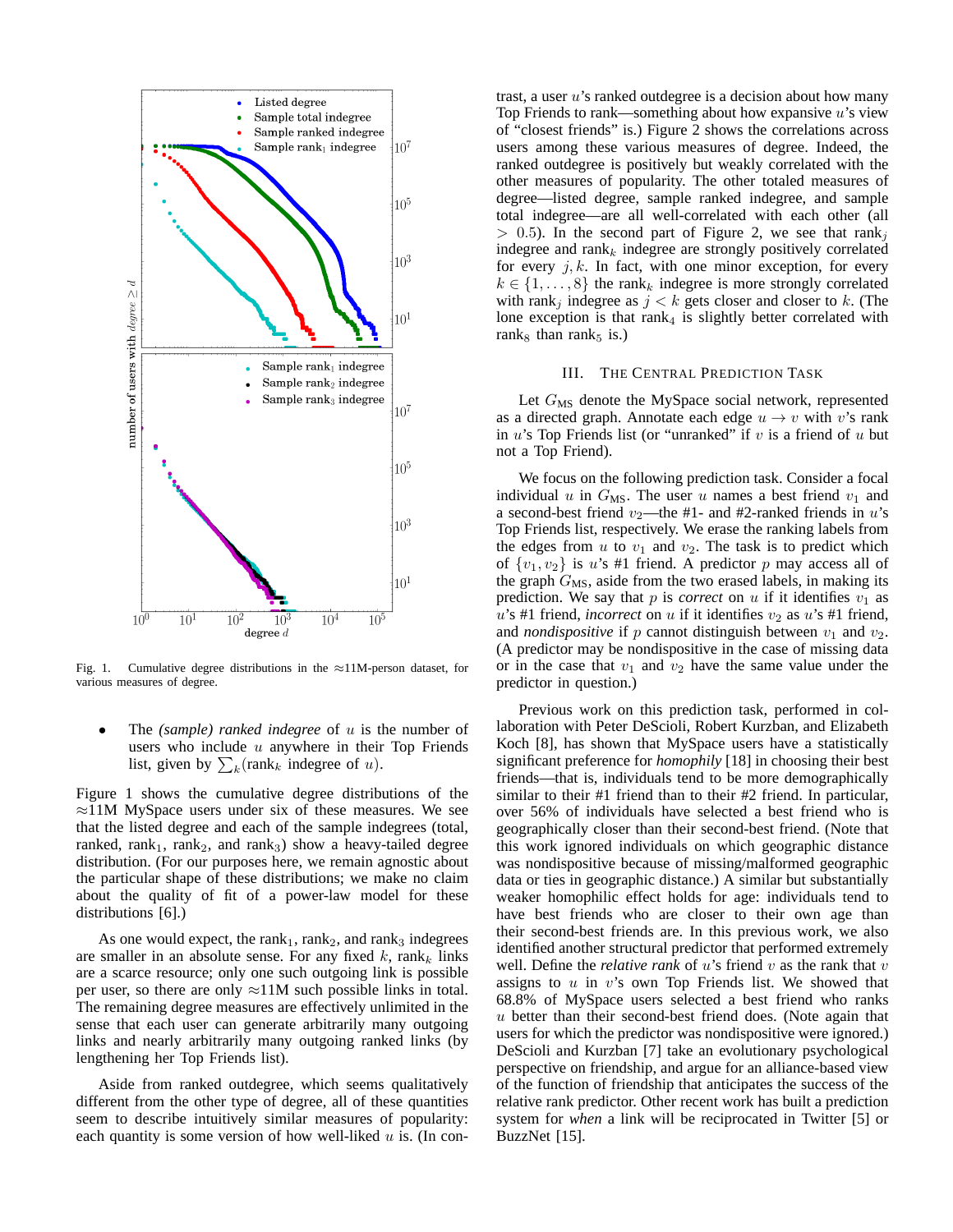Fig. 1. Cumulative degree distributions in the ≈11M-person dataset, for various measures of degree.

- The *(sample) ranked indegree* of $u$ is the number of users who include $u$ anywhere in their Top Friends list, given by $\sum_k (\text{rank}_k \text{ indegree of } u)$.

Figure 1 shows the cumulative degree distributions of the ≈11M MySpace users under six of these measures. We see that the listed degree and each of the sample indegrees (total, ranked, $\text{rank}_1$, $\text{rank}_2$, and $\text{rank}_3$) show a heavy-tailed degree distribution. (For our purposes here, we remain agnostic about the particular shape of these distributions; we make no claim about the quality of fit of a power-law model for these distributions [6].)

As one would expect, the $\text{rank}_1$, $\text{rank}_2$, and $\text{rank}_3$ indegrees are smaller in an absolute sense. For any fixed $k$, $\text{rank}_k$ links are a scarce resource; only one such outgoing link is possible per user, so there are only ≈11M such possible links in total. The remaining degree measures are effectively unlimited in the sense that each user can generate arbitrarily many outgoing links and nearly arbitrarily many outgoing ranked links (by lengthening her Top Friends list).

Aside from ranked outdegree, which seems qualitatively different from the other type of degree, all of these quantities seem to describe intuitively similar measures of popularity: each quantity is some version of how well-liked $u$ is. (In contrast, a user $u$'s ranked outdegree is a decision about how many Top Friends to rank—something about how expansive $u$'s view of "closest friends" is.) Figure 2 shows the correlations across users among these various measures of degree. Indeed, the ranked outdegree is positively but weakly correlated with the other measures of popularity. The other totaled measures of degree—listed degree, sample ranked indegree, and sample total indegree—are all well-correlated with each other (all $> 0.5$). In the second part of Figure 2, we see that $\text{rank}_j$ indegree and $\text{rank}_k$ indegree are strongly positively correlated for every $j, k$. In fact, with one minor exception, for every $k \in \{1, \ldots, 8\}$ the $\text{rank}_k$ indegree is more strongly correlated with $\text{rank}_j$ indegree as $j < k$ gets closer and closer to $k$. (The lone exception is that $\text{rank}_4$ is slightly better correlated with $\text{rank}_8$ than $\text{rank}_5$ is.)

## III. The Central Prediction Task

Let $G_{\text{MS}}$ denote the MySpace social network, represented as a directed graph. Annotate each edge $u \to v$ with $v$'s rank in $u$'s Top Friends list (or "unranked" if $v$ is a friend of $u$ but not a Top Friend).

We focus on the following prediction task. Consider a focal individual $u$ in $G_{\text{MS}}$. The user $u$ names a best friend $v_1$ and a second-best friend $v_2$—the #1- and #2-ranked friends in $u$'s Top Friends list, respectively. We erase the ranking labels from the edges from $u$ to $v_1$ and $v_2$. The task is to predict which of $\{v_1, v_2\}$ is $u$'s #1 friend. A predictor $p$ may access all of the graph $G_{\text{MS}}$, aside from the two erased labels, in making its prediction. We say that $p$ is *correct* on $u$ if it identifies $v_1$ as $u$'s #1 friend, *incorrect* on $u$ if it identifies $v_2$ as $u$'s #1 friend, and *nondispositive* if $p$ cannot distinguish between $v_1$ and $v_2$. (A predictor may be nondispositive in the case of missing data or in the case that $v_1$ and $v_2$ have the same value under the predictor in question.)

Previous work on this prediction task, performed in collaboration with Peter DeScioli, Robert Kurzban, and Elizabeth Koch [8], has shown that MySpace users have a statistically significant preference for *homophily* [18] in choosing their best friends—that is, individuals tend to be more demographically similar to their #1 friend than to their #2 friend. In particular, over 56% of individuals have selected a best friend who is geographically closer than their second-best friend. (Note that this work ignored individuals on which geographic distance was nondispositive because of missing/malformed geographic data or ties in geographic distance.) A similar but substantially weaker homophilic effect holds for age: individuals tend to have best friends who are closer to their own age than their second-best friends are. In this previous work, we also identified another structural predictor that performed extremely well. Define the *relative rank* of $u$'s friend $v$ as the rank that $v$ assigns to $u$ in $v$'s own Top Friends list. We showed that 68.8% of MySpace users selected a best friend who ranks $u$ better than their second-best friend does. (Note again that users for which the predictor was nondispositive were ignored.) DeScioli and Kurzban [7] take an evolutionary psychological perspective on friendship, and argue for an alliance-based view of the function of friendship that anticipates the success of the relative rank predictor. Other recent work has built a prediction system for *when* a link will be reciprocated in Twitter [5] or BuzzNet [15].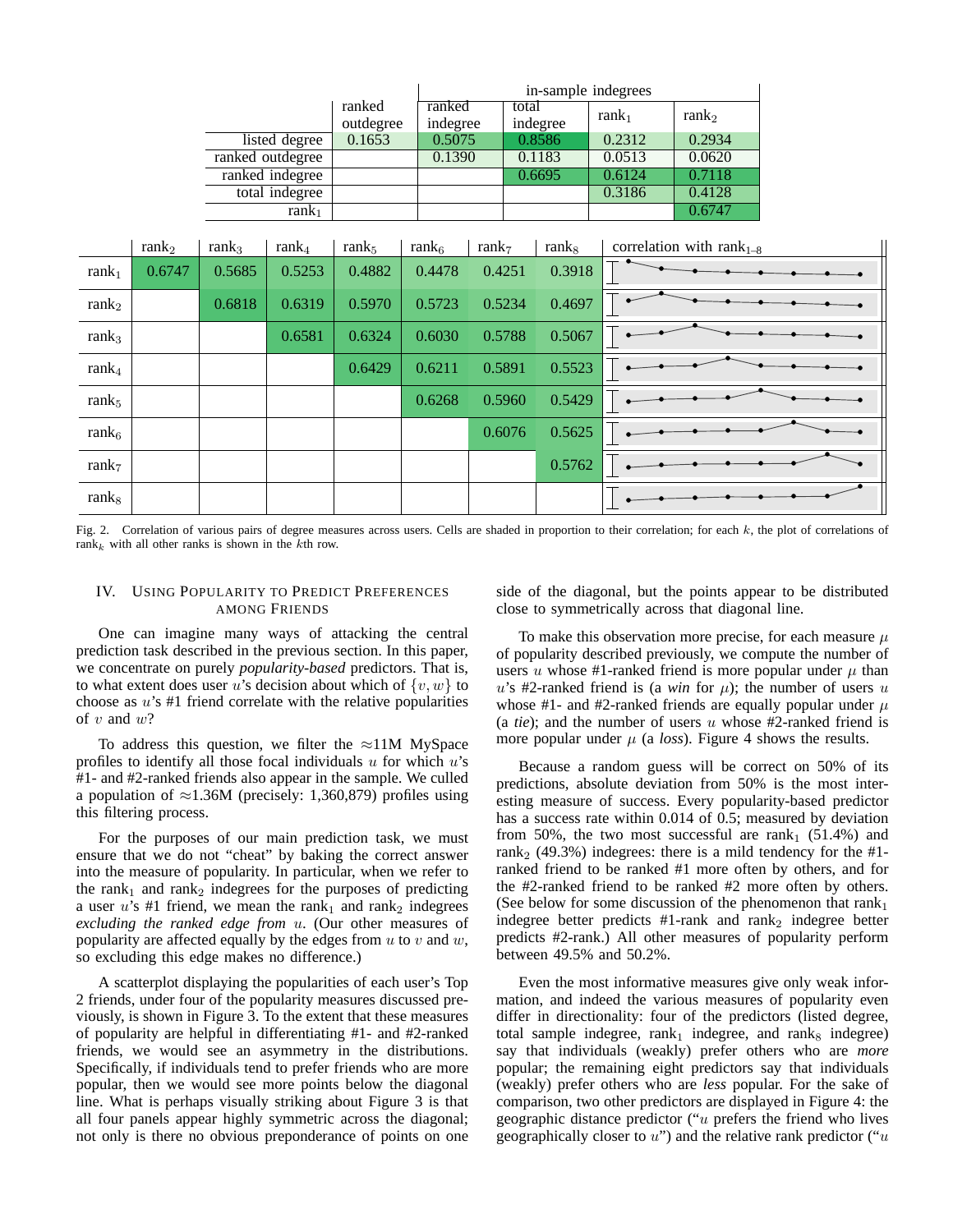| | ranked outdegree | ranked indegree | total indegree | $\text{rank}_1$ | $\text{rank}_2$ |
|---|---|---|---|---|---|
| | | in-sample indegrees | | | |
| listed degree | 0.1653 | 0.5075 | 0.8586 | 0.2312 | 0.2934 |
| ranked outdegree | | 0.1390 | 0.1183 | 0.0513 | 0.0620 |
| ranked indegree | | | 0.6695 | 0.6124 | 0.7118 |
| total indegree | | | | 0.3186 | 0.4128 |
| $\text{rank}_1$ | | | | | 0.6747 |

| | $\text{rank}_2$ | $\text{rank}_3$ | $\text{rank}_4$ | $\text{rank}_5$ | $\text{rank}_6$ | $\text{rank}_7$ | $\text{rank}_8$ | correlation with $\text{rank}_{1\text{–}8}$ |
|---|---|---|---|---|---|---|---|---|
| $\text{rank}_1$ | 0.6747 | 0.5685 | 0.5253 | 0.4882 | 0.4478 | 0.4251 | 0.3918 | |
| $\text{rank}_2$ | | 0.6818 | 0.6319 | 0.5970 | 0.5723 | 0.5234 | 0.4697 | |
| $\text{rank}_3$ | | | 0.6581 | 0.6324 | 0.6030 | 0.5788 | 0.5067 | |
| $\text{rank}_4$ | | | | 0.6429 | 0.6211 | 0.5891 | 0.5523 | |
| $\text{rank}_5$ | | | | | 0.6268 | 0.5960 | 0.5429 | |
| $\text{rank}_6$ | | | | | | 0.6076 | 0.5625 | |
| $\text{rank}_7$ | | | | | | | 0.5762 | |
| $\text{rank}_8$ | | | | | | | | |

Fig. 2. Correlation of various pairs of degree measures across users. Cells are shaded in proportion to their correlation; for each $k$, the plot of correlations of $\text{rank}_k$ with all other ranks is shown in the $k$th row.

## IV. Using Popularity to Predict Preferences among Friends

One can imagine many ways of attacking the central prediction task described in the previous section. In this paper, we concentrate on purely *popularity-based* predictors. That is, to what extent does user $u$'s decision about which of $\{v, w\}$ to choose as $u$'s #1 friend correlate with the relative popularities of $v$ and $w$?

To address this question, we filter the $\approx$11M MySpace profiles to identify all those focal individuals $u$ for which $u$'s #1- and #2-ranked friends also appear in the sample. We culled a population of $\approx$1.36M (precisely: 1,360,879) profiles using this filtering process.

For the purposes of our main prediction task, we must ensure that we do not "cheat" by baking the correct answer into the measure of popularity. In particular, when we refer to the $\text{rank}_1$ and $\text{rank}_2$ indegrees for the purposes of predicting a user $u$'s #1 friend, we mean the $\text{rank}_1$ and $\text{rank}_2$ indegrees *excluding the ranked edge from* $u$. (Our other measures of popularity are affected equally by the edges from $u$ to $v$ and $w$, so excluding this edge makes no difference.)

A scatterplot displaying the popularities of each user's Top 2 friends, under four of the popularity measures discussed previously, is shown in Figure 3. To the extent that these measures of popularity are helpful in differentiating #1- and #2-ranked friends, we would see an asymmetry in the distributions. Specifically, if individuals tend to prefer friends who are more popular, then we would see more points below the diagonal line. What is perhaps visually striking about Figure 3 is that all four panels appear highly symmetric across the diagonal; not only is there no obvious preponderance of points on one side of the diagonal, but the points appear to be distributed close to symmetrically across that diagonal line.

To make this observation more precise, for each measure $\mu$ of popularity described previously, we compute the number of users $u$ whose #1-ranked friend is more popular under $\mu$ than $u$'s #2-ranked friend is (a *win* for $\mu$); the number of users $u$ whose #1- and #2-ranked friends are equally popular under $\mu$ (a *tie*); and the number of users $u$ whose #2-ranked friend is more popular under $\mu$ (a *loss*). Figure 4 shows the results.

Because a random guess will be correct on 50% of its predictions, absolute deviation from 50% is the most interesting measure of success. Every popularity-based predictor has a success rate within 0.014 of 0.5; measured by deviation from 50%, the two most successful are $\text{rank}_1$ (51.4%) and $\text{rank}_2$ (49.3%) indegrees: there is a mild tendency for the #1-ranked friend to be ranked #1 more often by others, and for the #2-ranked friend to be ranked #2 more often by others. (See below for some discussion of the phenomenon that $\text{rank}_1$ indegree better predicts #1-rank and $\text{rank}_2$ indegree better predicts #2-rank.) All other measures of popularity perform between 49.5% and 50.2%.

Even the most informative measures give only weak information, and indeed the various measures of popularity even differ in directionality: four of the predictors (listed degree, total sample indegree, $\text{rank}_1$ indegree, and $\text{rank}_8$ indegree) say that individuals (weakly) prefer others who are *more* popular; the remaining eight predictors say that individuals (weakly) prefer others who are *less* popular. For the sake of comparison, two other predictors are displayed in Figure 4: the geographic distance predictor ("$u$ prefers the friend who lives geographically closer to $u$") and the relative rank predictor ("$u$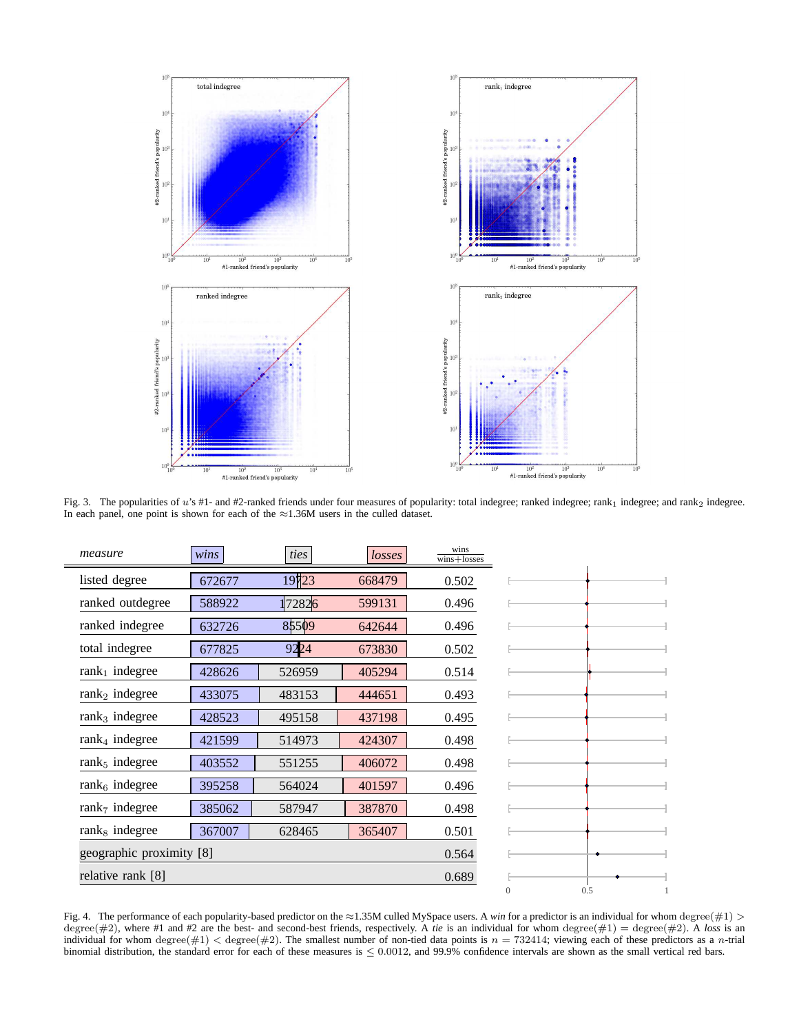Fig. 3. The popularities of $u$'s #1- and #2-ranked friends under four measures of popularity: total indegree; ranked indegree; $\text{rank}_1$ indegree; and $\text{rank}_2$ indegree. In each panel, one point is shown for each of the ≈1.36M users in the culled dataset.

| *measure* | *wins* | *ties* | *losses* | $\frac{\text{wins}}{\text{wins+losses}}$ |
|---|---|---|---|---|
| listed degree | 672677 | 19723 | 668479 | 0.502 |
| ranked outdegree | 588922 | 172826 | 599131 | 0.496 |
| ranked indegree | 632726 | 85509 | 642644 | 0.496 |
| total indegree | 677825 | 9224 | 673830 | 0.502 |
| $\text{rank}_1$ indegree | 428626 | 526959 | 405294 | 0.514 |
| $\text{rank}_2$ indegree | 433075 | 483153 | 444651 | 0.493 |
| $\text{rank}_3$ indegree | 428523 | 495158 | 437198 | 0.495 |
| $\text{rank}_4$ indegree | 421599 | 514973 | 424307 | 0.498 |
| $\text{rank}_5$ indegree | 403552 | 551255 | 406072 | 0.498 |
| $\text{rank}_6$ indegree | 395258 | 564024 | 401597 | 0.496 |
| $\text{rank}_7$ indegree | 385062 | 587947 | 387870 | 0.498 |
| $\text{rank}_8$ indegree | 367007 | 628465 | 365407 | 0.501 |
| geographic proximity [8] | | | | 0.564 |
| relative rank [8] | | | | 0.689 |

Fig. 4. The performance of each popularity-based predictor on the ≈1.35M culled MySpace users. A *win* for a predictor is an individual for whom $\text{degree}(\#1) > \text{degree}(\#2)$, where #1 and #2 are the best- and second-best friends, respectively. A *tie* is an individual for whom $\text{degree}(\#1) = \text{degree}(\#2)$. A *loss* is an individual for whom $\text{degree}(\#1) < \text{degree}(\#2)$. The smallest number of non-tied data points is $n = 732414$; viewing each of these predictors as a $n$-trial binomial distribution, the standard error for each of these measures is $\leq 0.0012$, and 99.9% confidence intervals are shown as the small vertical red bars.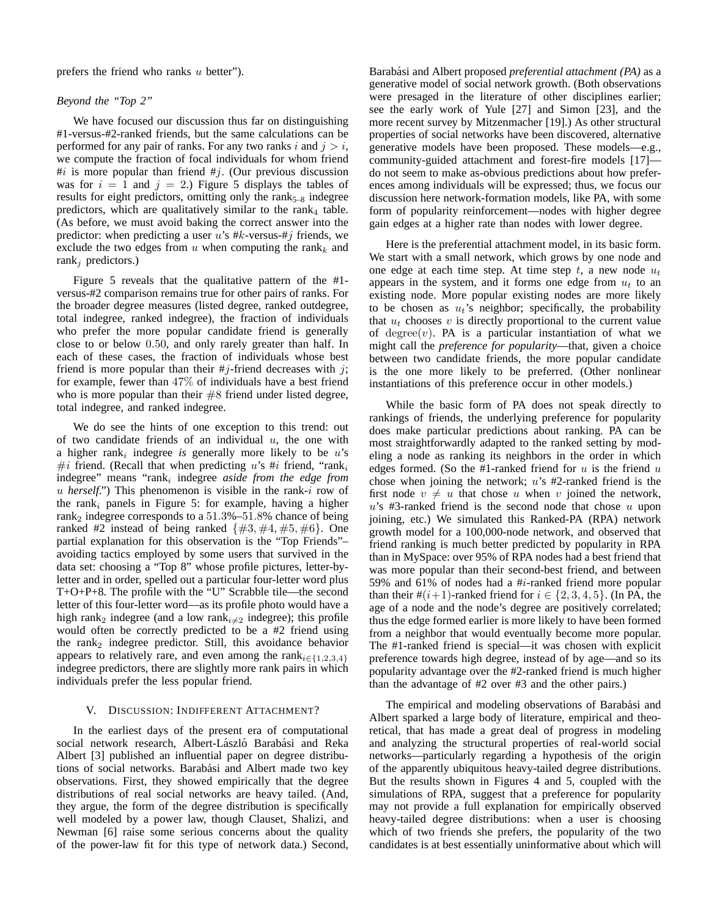prefers the friend who ranks $u$ better").

*Beyond the "Top 2"*

We have focused our discussion thus far on distinguishing #1-versus-#2-ranked friends, but the same calculations can be performed for any pair of ranks. For any two ranks $i$ and $j > i$, we compute the fraction of focal individuals for whom friend #$i$ is more popular than friend #$j$. (Our previous discussion was for $i = 1$ and $j = 2$.) Figure 5 displays the tables of results for eight predictors, omitting only the $\text{rank}_{5\text{–}8}$ indegree predictors, which are qualitatively similar to the $\text{rank}_4$ table. (As before, we must avoid baking the correct answer into the predictor: when predicting a user $u$'s #$k$-versus-#$j$ friends, we exclude the two edges from $u$ when computing the $\text{rank}_k$ and $\text{rank}_j$ predictors.)

Figure 5 reveals that the qualitative pattern of the #1-versus-#2 comparison remains true for other pairs of ranks. For the broader degree measures (listed degree, ranked outdegree, total indegree, ranked indegree), the fraction of individuals who prefer the more popular candidate friend is generally close to or below $0.50$, and only rarely greater than half. In each of these cases, the fraction of individuals whose best friend is more popular than their #$j$-friend decreases with $j$; for example, fewer than $47\%$ of individuals have a best friend who is more popular than their $\#8$ friend under listed degree, total indegree, and ranked indegree.

We do see the hints of one exception to this trend: out of two candidate friends of an individual $u$, the one with a higher $\text{rank}_i$ indegree *is* generally more likely to be $u$'s $\#i$ friend. (Recall that when predicting $u$'s #$i$ friend, "$\text{rank}_i$ indegree" means "$\text{rank}_i$ indegree *aside from the edge from $u$ herself*.") This phenomenon is visible in the rank-$i$ row of the $\text{rank}_i$ panels in Figure 5: for example, having a higher $\text{rank}_2$ indegree corresponds to a $51.3\%$–$51.8\%$ chance of being ranked #2 instead of being ranked $\{\#3, \#4, \#5, \#6\}$. One partial explanation for this observation is the "Top Friends"–avoiding tactics employed by some users that survived in the data set: choosing a "Top 8" whose profile pictures, letter-by-letter and in order, spelled out a particular four-letter word plus T+O+P+8. The profile with the "U" Scrabble tile—the second letter of this four-letter word—as its profile photo would have a high $\text{rank}_2$ indegree (and a low $\text{rank}_{i\neq 2}$ indegree); this profile would often be correctly predicted to be a #2 friend using the $\text{rank}_2$ indegree predictor. Still, this avoidance behavior appears to relatively rare, and even among the $\text{rank}_{i\in\{1,2,3,4\}}$ indegree predictors, there are slightly more rank pairs in which individuals prefer the less popular friend.

## V. Discussion: Indifferent Attachment?

In the earliest days of the present era of computational social network research, Albert-László Barabási and Reka Albert [3] published an influential paper on degree distributions of social networks. Barabási and Albert made two key observations. First, they showed empirically that the degree distributions of real social networks are heavy tailed. (And, they argue, the form of the degree distribution is specifically well modeled by a power law, though Clauset, Shalizi, and Newman [6] raise some serious concerns about the quality of the power-law fit for this type of network data.) Second, Barabási and Albert proposed *preferential attachment (PA)* as a generative model of social network growth. (Both observations were presaged in the literature of other disciplines earlier; see the early work of Yule [27] and Simon [23], and the more recent survey by Mitzenmacher [19].) As other structural properties of social networks have been discovered, alternative generative models have been proposed. These models—e.g., community-guided attachment and forest-fire models [17]—do not seem to make as-obvious predictions about how preferences among individuals will be expressed; thus, we focus our discussion here network-formation models, like PA, with some form of popularity reinforcement—nodes with higher degree gain edges at a higher rate than nodes with lower degree.

Here is the preferential attachment model, in its basic form. We start with a small network, which grows by one node and one edge at each time step. At time step $t$, a new node $u_t$ appears in the system, and it forms one edge from $u_t$ to an existing node. More popular existing nodes are more likely to be chosen as $u_t$'s neighbor; specifically, the probability that $u_t$ chooses $v$ is directly proportional to the current value of $\text{degree}(v)$. PA is a particular instantiation of what we might call the *preference for popularity*—that, given a choice between two candidate friends, the more popular candidate is the one more likely to be preferred. (Other nonlinear instantiations of this preference occur in other models.)

While the basic form of PA does not speak directly to rankings of friends, the underlying preference for popularity does make particular predictions about ranking. PA can be most straightforwardly adapted to the ranked setting by modeling a node as ranking its neighbors in the order in which edges formed. (So the #1-ranked friend for $u$ is the friend $u$ chose when joining the network; $u$'s #2-ranked friend is the first node $v \neq u$ that chose $u$ when $v$ joined the network, $u$'s #3-ranked friend is the second node that chose $u$ upon joining, etc.) We simulated this Ranked-PA (RPA) network growth model for a 100,000-node network, and observed that friend ranking is much better predicted by popularity in RPA than in MySpace: over 95% of RPA nodes had a best friend that was more popular than their second-best friend, and between 59% and 61% of nodes had a #$i$-ranked friend more popular than their #$(i+1)$-ranked friend for $i \in \{2, 3, 4, 5\}$. (In PA, the age of a node and the node's degree are positively correlated; thus the edge formed earlier is more likely to have been formed from a neighbor that would eventually become more popular. The #1-ranked friend is special—it was chosen with explicit preference towards high degree, instead of by age—and so its popularity advantage over the #2-ranked friend is much higher than the advantage of #2 over #3 and the other pairs.)

The empirical and modeling observations of Barabási and Albert sparked a large body of literature, empirical and theoretical, that has made a great deal of progress in modeling and analyzing the structural properties of real-world social networks—particularly regarding a hypothesis of the origin of the apparently ubiquitous heavy-tailed degree distributions. But the results shown in Figures 4 and 5, coupled with the simulations of RPA, suggest that a preference for popularity may not provide a full explanation for empirically observed heavy-tailed degree distributions: when a user is choosing which of two friends she prefers, the popularity of the two candidates is at best essentially uninformative about which will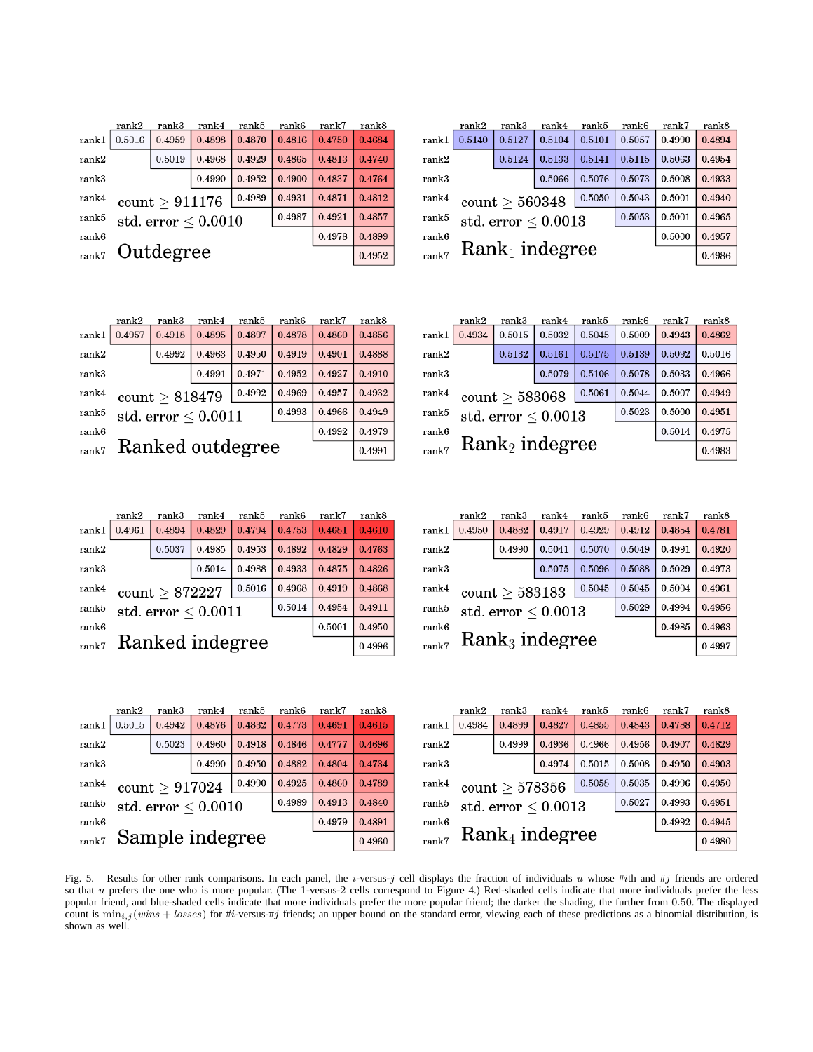**Outdegree** (count $\geq$ 911176, std. error $\leq$ 0.0010)

| | rank2 | rank3 | rank4 | rank5 | rank6 | rank7 | rank8 |
|---|---|---|---|---|---|---|---|
| rank1 | 0.5016 | 0.4959 | 0.4898 | 0.4870 | 0.4816 | 0.4750 | 0.4684 |
| rank2 | | 0.5019 | 0.4968 | 0.4929 | 0.4865 | 0.4813 | 0.4740 |
| rank3 | | | 0.4990 | 0.4952 | 0.4900 | 0.4837 | 0.4764 |
| rank4 | | | | 0.4989 | 0.4931 | 0.4871 | 0.4812 |
| rank5 | | | | | 0.4987 | 0.4921 | 0.4857 |
| rank6 | | | | | | 0.4978 | 0.4899 |
| rank7 | | | | | | | 0.4952 |

**Rank$_1$ indegree** (count $\geq$ 560348, std. error $\leq$ 0.0013)

| | rank2 | rank3 | rank4 | rank5 | rank6 | rank7 | rank8 |
|---|---|---|---|---|---|---|---|
| rank1 | 0.5140 | 0.5127 | 0.5104 | 0.5101 | 0.5057 | 0.4990 | 0.4894 |
| rank2 | | 0.5124 | 0.5133 | 0.5141 | 0.5115 | 0.5063 | 0.4954 |
| rank3 | | | 0.5066 | 0.5076 | 0.5073 | 0.5008 | 0.4933 |
| rank4 | | | | 0.5050 | 0.5043 | 0.5001 | 0.4940 |
| rank5 | | | | | 0.5053 | 0.5001 | 0.4965 |
| rank6 | | | | | | 0.5000 | 0.4957 |
| rank7 | | | | | | | 0.4986 |

**Ranked outdegree** (count $\geq$ 818479, std. error $\leq$ 0.0011)

| | rank2 | rank3 | rank4 | rank5 | rank6 | rank7 | rank8 |
|---|---|---|---|---|---|---|---|
| rank1 | 0.4957 | 0.4918 | 0.4895 | 0.4897 | 0.4878 | 0.4860 | 0.4856 |
| rank2 | | 0.4992 | 0.4963 | 0.4950 | 0.4919 | 0.4901 | 0.4888 |
| rank3 | | | 0.4991 | 0.4971 | 0.4952 | 0.4927 | 0.4910 |
| rank4 | | | | 0.4992 | 0.4969 | 0.4957 | 0.4932 |
| rank5 | | | | | 0.4993 | 0.4966 | 0.4949 |
| rank6 | | | | | | 0.4992 | 0.4979 |
| rank7 | | | | | | | 0.4991 |

**Rank$_2$ indegree** (count $\geq$ 583068, std. error $\leq$ 0.0013)

| | rank2 | rank3 | rank4 | rank5 | rank6 | rank7 | rank8 |
|---|---|---|---|---|---|---|---|
| rank1 | 0.4934 | 0.5015 | 0.5032 | 0.5045 | 0.5009 | 0.4943 | 0.4862 |
| rank2 | | 0.5132 | 0.5161 | 0.5175 | 0.5139 | 0.5092 | 0.5016 |
| rank3 | | | 0.5079 | 0.5106 | 0.5078 | 0.5033 | 0.4966 |
| rank4 | | | | 0.5061 | 0.5044 | 0.5007 | 0.4949 |
| rank5 | | | | | 0.5023 | 0.5000 | 0.4951 |
| rank6 | | | | | | 0.5014 | 0.4975 |
| rank7 | | | | | | | 0.4983 |

**Ranked indegree** (count $\geq$ 872227, std. error $\leq$ 0.0011)

| | rank2 | rank3 | rank4 | rank5 | rank6 | rank7 | rank8 |
|---|---|---|---|---|---|---|---|
| rank1 | 0.4961 | 0.4894 | 0.4829 | 0.4794 | 0.4753 | 0.4681 | 0.4610 |
| rank2 | | 0.5037 | 0.4985 | 0.4953 | 0.4892 | 0.4829 | 0.4763 |
| rank3 | | | 0.5014 | 0.4988 | 0.4933 | 0.4875 | 0.4826 |
| rank4 | | | | 0.5016 | 0.4968 | 0.4919 | 0.4868 |
| rank5 | | | | | 0.5014 | 0.4954 | 0.4911 |
| rank6 | | | | | | 0.5001 | 0.4950 |
| rank7 | | | | | | | 0.4996 |

**Rank$_3$ indegree** (count $\geq$ 583183, std. error $\leq$ 0.0013)

| | rank2 | rank3 | rank4 | rank5 | rank6 | rank7 | rank8 |
|---|---|---|---|---|---|---|---|
| rank1 | 0.4950 | 0.4882 | 0.4917 | 0.4929 | 0.4912 | 0.4854 | 0.4781 |
| rank2 | | 0.4990 | 0.5041 | 0.5070 | 0.5049 | 0.4991 | 0.4920 |
| rank3 | | | 0.5075 | 0.5096 | 0.5088 | 0.5029 | 0.4973 |
| rank4 | | | | 0.5045 | 0.5045 | 0.5004 | 0.4961 |
| rank5 | | | | | 0.5029 | 0.4994 | 0.4956 |
| rank6 | | | | | | 0.4985 | 0.4963 |
| rank7 | | | | | | | 0.4997 |

**Sample indegree** (count $\geq$ 917024, std. error $\leq$ 0.0010)

| | rank2 | rank3 | rank4 | rank5 | rank6 | rank7 | rank8 |
|---|---|---|---|---|---|---|---|
| rank1 | 0.5015 | 0.4942 | 0.4876 | 0.4832 | 0.4773 | 0.4691 | 0.4615 |
| rank2 | | 0.5023 | 0.4960 | 0.4918 | 0.4846 | 0.4777 | 0.4696 |
| rank3 | | | 0.4990 | 0.4950 | 0.4882 | 0.4804 | 0.4734 |
| rank4 | | | | 0.4990 | 0.4925 | 0.4860 | 0.4789 |
| rank5 | | | | | 0.4989 | 0.4913 | 0.4840 |
| rank6 | | | | | | 0.4979 | 0.4891 |
| rank7 | | | | | | | 0.4960 |

**Rank$_4$ indegree** (count $\geq$ 578356, std. error $\leq$ 0.0013)

| | rank2 | rank3 | rank4 | rank5 | rank6 | rank7 | rank8 |
|---|---|---|---|---|---|---|---|
| rank1 | 0.4984 | 0.4899 | 0.4827 | 0.4855 | 0.4843 | 0.4788 | 0.4712 |
| rank2 | | 0.4999 | 0.4936 | 0.4966 | 0.4956 | 0.4907 | 0.4829 |
| rank3 | | | 0.4974 | 0.5015 | 0.5008 | 0.4950 | 0.4903 |
| rank4 | | | | 0.5058 | 0.5035 | 0.4996 | 0.4950 |
| rank5 | | | | | 0.5027 | 0.4993 | 0.4951 |
| rank6 | | | | | | 0.4992 | 0.4945 |
| rank7 | | | | | | | 0.4980 |

Fig. 5. Results for other rank comparisons. In each panel, the $i$-versus-$j$ cell displays the fraction of individuals $u$ whose #$i$th and #$j$ friends are ordered so that $u$ prefers the one who is more popular. (The 1-versus-2 cells correspond to Figure 4.) Red-shaded cells indicate that more individuals prefer the less popular friend, and blue-shaded cells indicate that more individuals prefer the more popular friend; the darker the shading, the further from 0.50. The displayed count is $\min_{i,j}(wins + losses)$ for #$i$-versus-#$j$ friends; an upper bound on the standard error, viewing each of these predictions as a binomial distribution, is shown as well.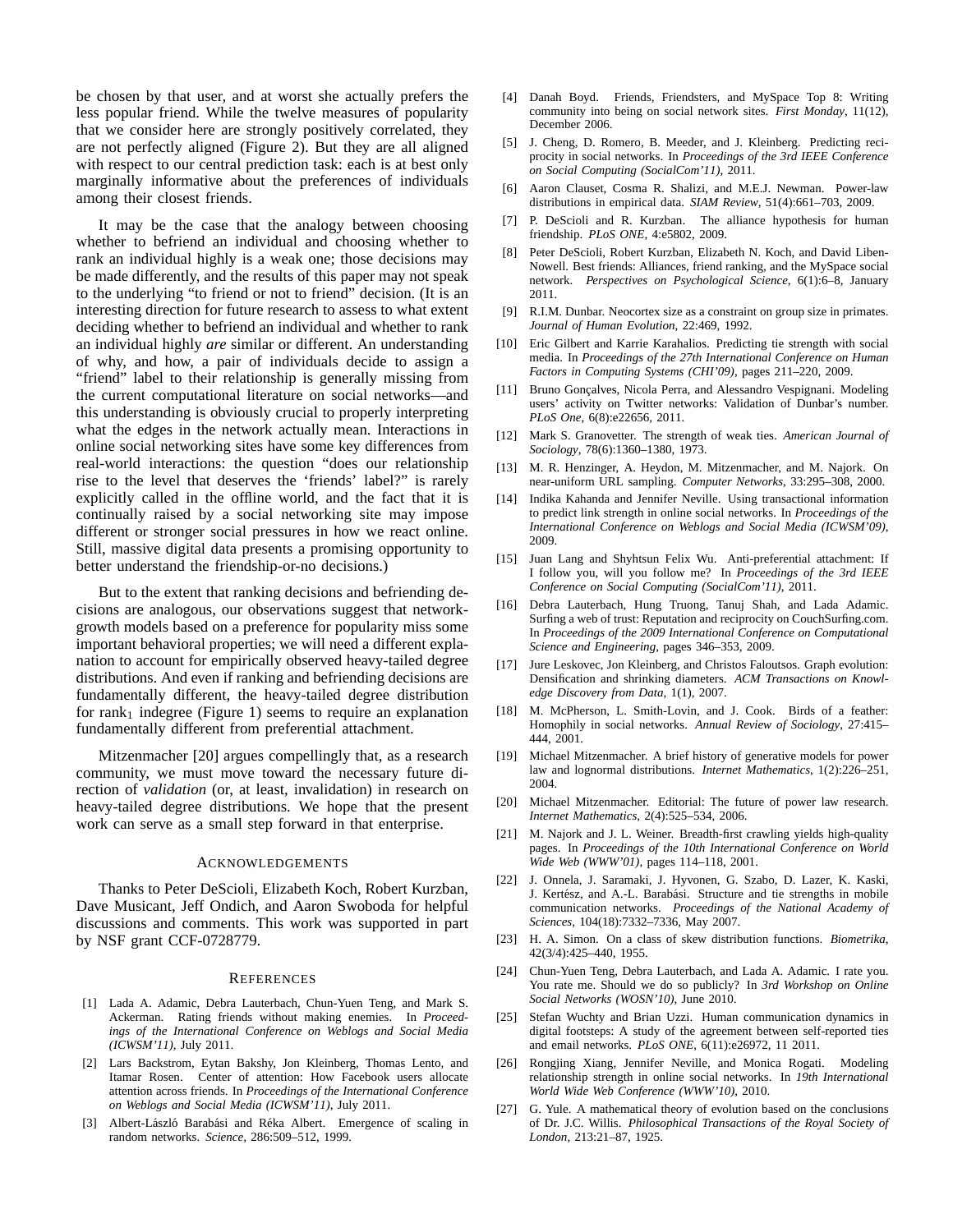be chosen by that user, and at worst she actually prefers the less popular friend. While the twelve measures of popularity that we consider here are strongly positively correlated, they are not perfectly aligned (Figure 2). But they are all aligned with respect to our central prediction task: each is at best only marginally informative about the preferences of individuals among their closest friends.

It may be the case that the analogy between choosing whether to befriend an individual and choosing whether to rank an individual highly is a weak one; those decisions may be made differently, and the results of this paper may not speak to the underlying "to friend or not to friend" decision. (It is an interesting direction for future research to assess to what extent deciding whether to befriend an individual and whether to rank an individual highly *are* similar or different. An understanding of why, and how, a pair of individuals decide to assign a "friend" label to their relationship is generally missing from the current computational literature on social networks—and this understanding is obviously crucial to properly interpreting what the edges in the network actually mean. Interactions in online social networking sites have some key differences from real-world interactions: the question "does our relationship rise to the level that deserves the 'friends' label?" is rarely explicitly called in the offline world, and the fact that it is continually raised by a social networking site may impose different or stronger social pressures in how we react online. Still, massive digital data presents a promising opportunity to better understand the friendship-or-no decisions.)

But to the extent that ranking decisions and befriending decisions are analogous, our observations suggest that network-growth models based on a preference for popularity miss some important behavioral properties; we will need a different explanation to account for empirically observed heavy-tailed degree distributions. And even if ranking and befriending decisions are fundamentally different, the heavy-tailed degree distribution for $\text{rank}_1$ indegree (Figure 1) seems to require an explanation fundamentally different from preferential attachment.

Mitzenmacher [20] argues compellingly that, as a research community, we must move toward the necessary future direction of *validation* (or, at least, invalidation) in research on heavy-tailed degree distributions. We hope that the present work can serve as a small step forward in that enterprise.

## Acknowledgements

Thanks to Peter DeScioli, Elizabeth Koch, Robert Kurzban, Dave Musicant, Jeff Ondich, and Aaron Swoboda for helpful discussions and comments. This work was supported in part by NSF grant CCF-0728779.

## References

[1] Lada A. Adamic, Debra Lauterbach, Chun-Yuen Teng, and Mark S. Ackerman. Rating friends without making enemies. In *Proceedings of the International Conference on Weblogs and Social Media (ICWSM'11)*, July 2011.

[2] Lars Backstrom, Eytan Bakshy, Jon Kleinberg, Thomas Lento, and Itamar Rosen. Center of attention: How Facebook users allocate attention across friends. In *Proceedings of the International Conference on Weblogs and Social Media (ICWSM'11)*, July 2011.

[3] Albert-László Barabási and Réka Albert. Emergence of scaling in random networks. *Science*, 286:509–512, 1999.

[4] Danah Boyd. Friends, Friendsters, and MySpace Top 8: Writing community into being on social network sites. *First Monday*, 11(12), December 2006.

[5] J. Cheng, D. Romero, B. Meeder, and J. Kleinberg. Predicting reciprocity in social networks. In *Proceedings of the 3rd IEEE Conference on Social Computing (SocialCom'11)*, 2011.

[6] Aaron Clauset, Cosma R. Shalizi, and M.E.J. Newman. Power-law distributions in empirical data. *SIAM Review*, 51(4):661–703, 2009.

[7] P. DeScioli and R. Kurzban. The alliance hypothesis for human friendship. *PLoS ONE*, 4:e5802, 2009.

[8] Peter DeScioli, Robert Kurzban, Elizabeth N. Koch, and David Liben-Nowell. Best friends: Alliances, friend ranking, and the MySpace social network. *Perspectives on Psychological Science*, 6(1):6–8, January 2011.

[9] R.I.M. Dunbar. Neocortex size as a constraint on group size in primates. *Journal of Human Evolution*, 22:469, 1992.

[10] Eric Gilbert and Karrie Karahalios. Predicting tie strength with social media. In *Proceedings of the 27th International Conference on Human Factors in Computing Systems (CHI'09)*, pages 211–220, 2009.

[11] Bruno Gonçalves, Nicola Perra, and Alessandro Vespignani. Modeling users' activity on Twitter networks: Validation of Dunbar's number. *PLoS One*, 6(8):e22656, 2011.

[12] Mark S. Granovetter. The strength of weak ties. *American Journal of Sociology*, 78(6):1360–1380, 1973.

[13] M. R. Henzinger, A. Heydon, M. Mitzenmacher, and M. Najork. On near-uniform URL sampling. *Computer Networks*, 33:295–308, 2000.

[14] Indika Kahanda and Jennifer Neville. Using transactional information to predict link strength in online social networks. In *Proceedings of the International Conference on Weblogs and Social Media (ICWSM'09)*, 2009.

[15] Juan Lang and Shyhtsun Felix Wu. Anti-preferential attachment: If I follow you, will you follow me? In *Proceedings of the 3rd IEEE Conference on Social Computing (SocialCom'11)*, 2011.

[16] Debra Lauterbach, Hung Truong, Tanuj Shah, and Lada Adamic. Surfing a web of trust: Reputation and reciprocity on CouchSurfing.com. In *Proceedings of the 2009 International Conference on Computational Science and Engineering*, pages 346–353, 2009.

[17] Jure Leskovec, Jon Kleinberg, and Christos Faloutsos. Graph evolution: Densification and shrinking diameters. *ACM Transactions on Knowledge Discovery from Data*, 1(1), 2007.

[18] M. McPherson, L. Smith-Lovin, and J. Cook. Birds of a feather: Homophily in social networks. *Annual Review of Sociology*, 27:415–444, 2001.

[19] Michael Mitzenmacher. A brief history of generative models for power law and lognormal distributions. *Internet Mathematics*, 1(2):226–251, 2004.

[20] Michael Mitzenmacher. Editorial: The future of power law research. *Internet Mathematics*, 2(4):525–534, 2006.

[21] M. Najork and J. L. Weiner. Breadth-first crawling yields high-quality pages. In *Proceedings of the 10th International Conference on World Wide Web (WWW'01)*, pages 114–118, 2001.

[22] J. Onnela, J. Saramaki, J. Hyvonen, G. Szabo, D. Lazer, K. Kaski, J. Kertész, and A.-L. Barabási. Structure and tie strengths in mobile communication networks. *Proceedings of the National Academy of Sciences*, 104(18):7332–7336, May 2007.

[23] H. A. Simon. On a class of skew distribution functions. *Biometrika*, 42(3/4):425–440, 1955.

[24] Chun-Yuen Teng, Debra Lauterbach, and Lada A. Adamic. I rate you. You rate me. Should we do so publicly? In *3rd Workshop on Online Social Networks (WOSN'10)*, June 2010.

[25] Stefan Wuchty and Brian Uzzi. Human communication dynamics in digital footsteps: A study of the agreement between self-reported ties and email networks. *PLoS ONE*, 6(11):e26972, 11 2011.

[26] Rongjing Xiang, Jennifer Neville, and Monica Rogati. Modeling relationship strength in online social networks. In *19th International World Wide Web Conference (WWW'10)*, 2010.

[27] G. Yule. A mathematical theory of evolution based on the conclusions of Dr. J.C. Willis. *Philosophical Transactions of the Royal Society of London*, 213:21–87, 1925.